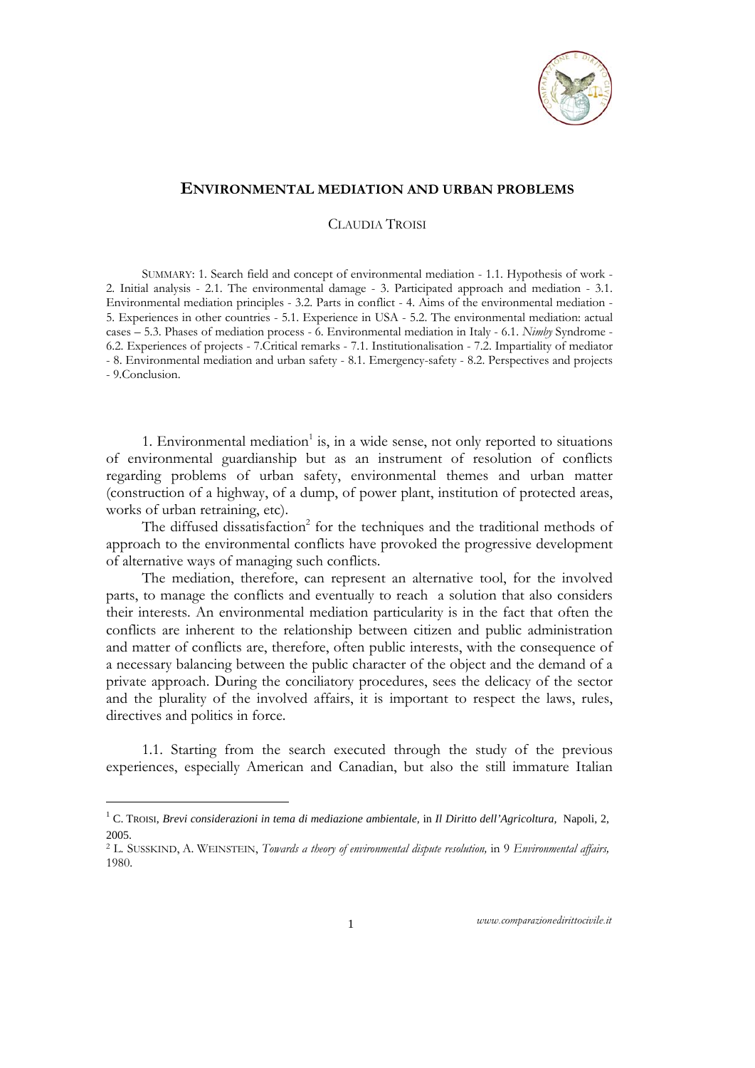# ENVIRONMENTAL MEDIATION AND URBAN PROBLEMS

CLAUDIA TROISI

SUMMARY: 1. Search field and concept of environmental mediation - 1.1. Hypothesis of work - 2. Initial analysis - 2.1. The environmental damage - 3. Participated approach and mediation - 3.1. Environmental mediation principles - 3.2. Parts in conflict - 4. Aims of the environmental mediation - 5. Experiences in other countries - 5.1. Experience in USA - 5.2. The environmental mediation: actual cases – 5.3. Phases of mediation process - 6. Environmental mediation in Italy - 6.1. *Nimby* Syndrome - 6.2. Experiences of projects - 7.Critical remarks - 7.1. Institutionalisation - 7.2. Impartiality of mediator - 8. Environmental mediation and urban safety - 8.1. Emergency-safety - 8.2. Perspectives and projects - 9.Conclusion.

1. Environmental mediation[1] is, in a wide sense, not only reported to situations of environmental guardianship but as an instrument of resolution of conflicts regarding problems of urban safety, environmental themes and urban matter (construction of a highway, of a dump, of power plant, institution of protected areas, works of urban retraining, etc).

The diffused dissatisfaction[2] for the techniques and the traditional methods of approach to the environmental conflicts have provoked the progressive development of alternative ways of managing such conflicts.

The mediation, therefore, can represent an alternative tool, for the involved parts, to manage the conflicts and eventually to reach a solution that also considers their interests. An environmental mediation particularity is in the fact that often the conflicts are inherent to the relationship between citizen and public administration and matter of conflicts are, therefore, often public interests, with the consequence of a necessary balancing between the public character of the object and the demand of a private approach. During the conciliatory procedures, sees the delicacy of the sector and the plurality of the involved affairs, it is important to respect the laws, rules, directives and politics in force.

1.1. Starting from the search executed through the study of the previous experiences, especially American and Canadian, but also the still immature Italian

---

[1] C. TROISI, *Brevi considerazioni in tema di mediazione ambientale,* in *Il Diritto dell'Agricoltura,* Napoli, 2, 2005.

[2] L. SUSSKIND, A. WEINSTEIN, *Towards a theory of environmental dispute resolution,* in 9 *Environmental affairs,* 1980.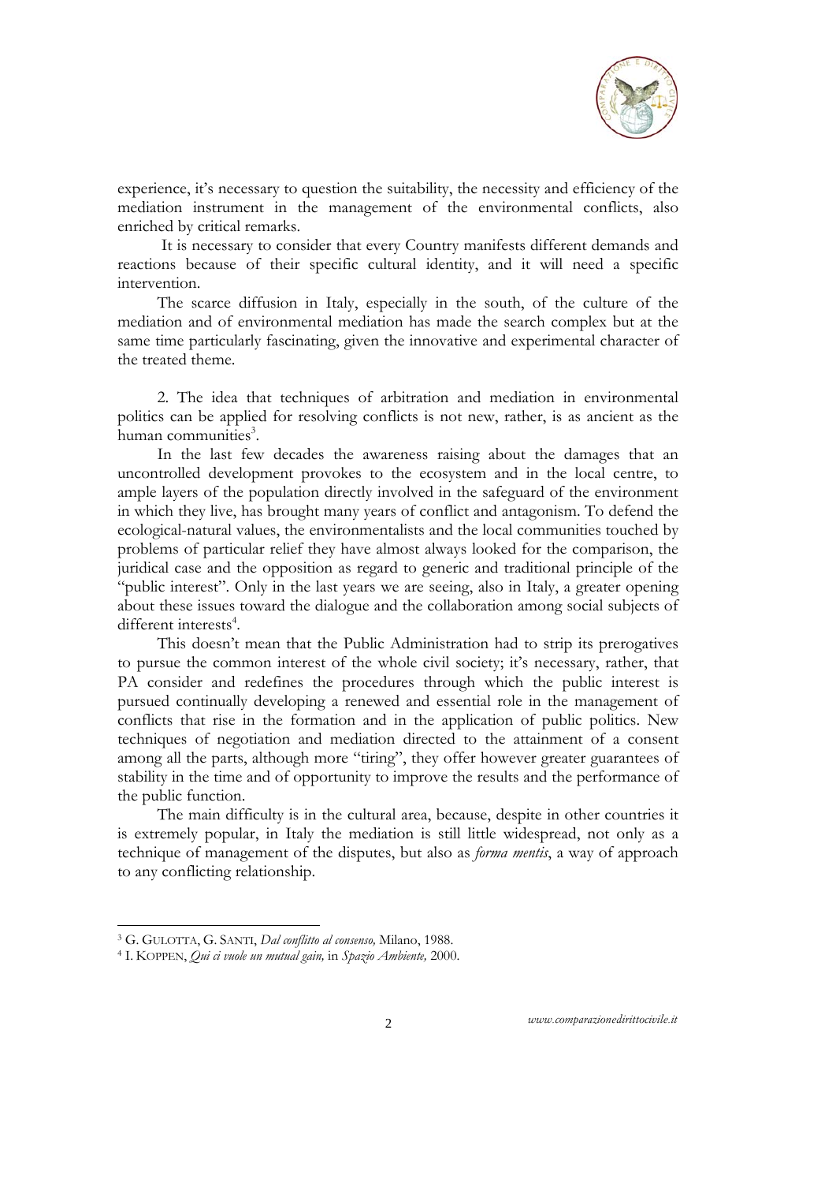experience, it's necessary to question the suitability, the necessity and efficiency of the mediation instrument in the management of the environmental conflicts, also enriched by critical remarks.

It is necessary to consider that every Country manifests different demands and reactions because of their specific cultural identity, and it will need a specific intervention.

The scarce diffusion in Italy, especially in the south, of the culture of the mediation and of environmental mediation has made the search complex but at the same time particularly fascinating, given the innovative and experimental character of the treated theme.

2. The idea that techniques of arbitration and mediation in environmental politics can be applied for resolving conflicts is not new, rather, is as ancient as the human communities[3].

In the last few decades the awareness raising about the damages that an uncontrolled development provokes to the ecosystem and in the local centre, to ample layers of the population directly involved in the safeguard of the environment in which they live, has brought many years of conflict and antagonism. To defend the ecological-natural values, the environmentalists and the local communities touched by problems of particular relief they have almost always looked for the comparison, the juridical case and the opposition as regard to generic and traditional principle of the "public interest". Only in the last years we are seeing, also in Italy, a greater opening about these issues toward the dialogue and the collaboration among social subjects of different interests[4].

This doesn't mean that the Public Administration had to strip its prerogatives to pursue the common interest of the whole civil society; it's necessary, rather, that PA consider and redefines the procedures through which the public interest is pursued continually developing a renewed and essential role in the management of conflicts that rise in the formation and in the application of public politics. New techniques of negotiation and mediation directed to the attainment of a consent among all the parts, although more "tiring", they offer however greater guarantees of stability in the time and of opportunity to improve the results and the performance of the public function.

The main difficulty is in the cultural area, because, despite in other countries it is extremely popular, in Italy the mediation is still little widespread, not only as a technique of management of the disputes, but also as *forma mentis*, a way of approach to any conflicting relationship.

---

[3] G. GULOTTA, G. SANTI, *Dal conflitto al consenso,* Milano, 1988.

[4] I. KOPPEN, *Qui ci vuole un mutual gain,* in *Spazio Ambiente,* 2000.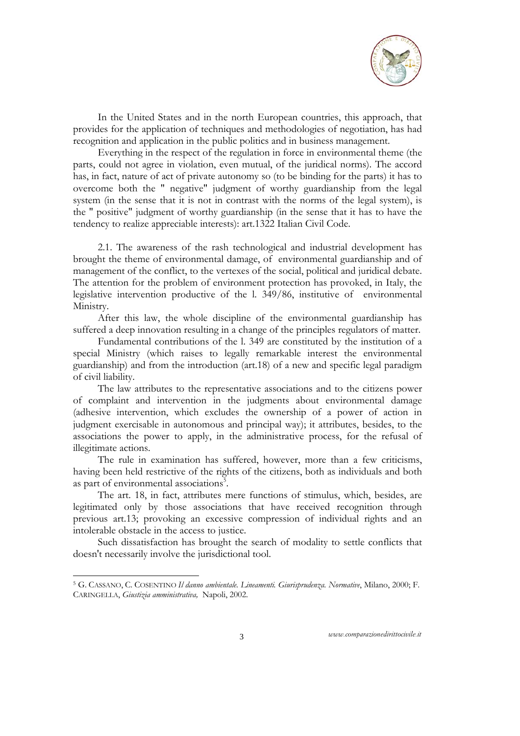In the United States and in the north European countries, this approach, that provides for the application of techniques and methodologies of negotiation, has had recognition and application in the public politics and in business management.

Everything in the respect of the regulation in force in environmental theme (the parts, could not agree in violation, even mutual, of the juridical norms). The accord has, in fact, nature of act of private autonomy so (to be binding for the parts) it has to overcome both the " negative" judgment of worthy guardianship from the legal system (in the sense that it is not in contrast with the norms of the legal system), is the " positive" judgment of worthy guardianship (in the sense that it has to have the tendency to realize appreciable interests): art.1322 Italian Civil Code.

2.1. The awareness of the rash technological and industrial development has brought the theme of environmental damage, of environmental guardianship and of management of the conflict, to the vertexes of the social, political and juridical debate. The attention for the problem of environment protection has provoked, in Italy, the legislative intervention productive of the l. 349/86, institutive of environmental Ministry.

After this law, the whole discipline of the environmental guardianship has suffered a deep innovation resulting in a change of the principles regulators of matter.

Fundamental contributions of the l. 349 are constituted by the institution of a special Ministry (which raises to legally remarkable interest the environmental guardianship) and from the introduction (art.18) of a new and specific legal paradigm of civil liability.

The law attributes to the representative associations and to the citizens power of complaint and intervention in the judgments about environmental damage (adhesive intervention, which excludes the ownership of a power of action in judgment exercisable in autonomous and principal way); it attributes, besides, to the associations the power to apply, in the administrative process, for the refusal of illegitimate actions.

The rule in examination has suffered, however, more than a few criticisms, having been held restrictive of the rights of the citizens, both as individuals and both as part of environmental associations[5].

The art. 18, in fact, attributes mere functions of stimulus, which, besides, are legitimated only by those associations that have received recognition through previous art.13; provoking an excessive compression of individual rights and an intolerable obstacle in the access to justice.

Such dissatisfaction has brought the search of modality to settle conflicts that doesn't necessarily involve the jurisdictional tool.

---

[5] G. CASSANO, C. COSENTINO *Il danno ambientale. Lineamenti. Giurisprudenza. Normative*, Milano, 2000; F. CARINGELLA, *Giustizia amministrativa,* Napoli, 2002.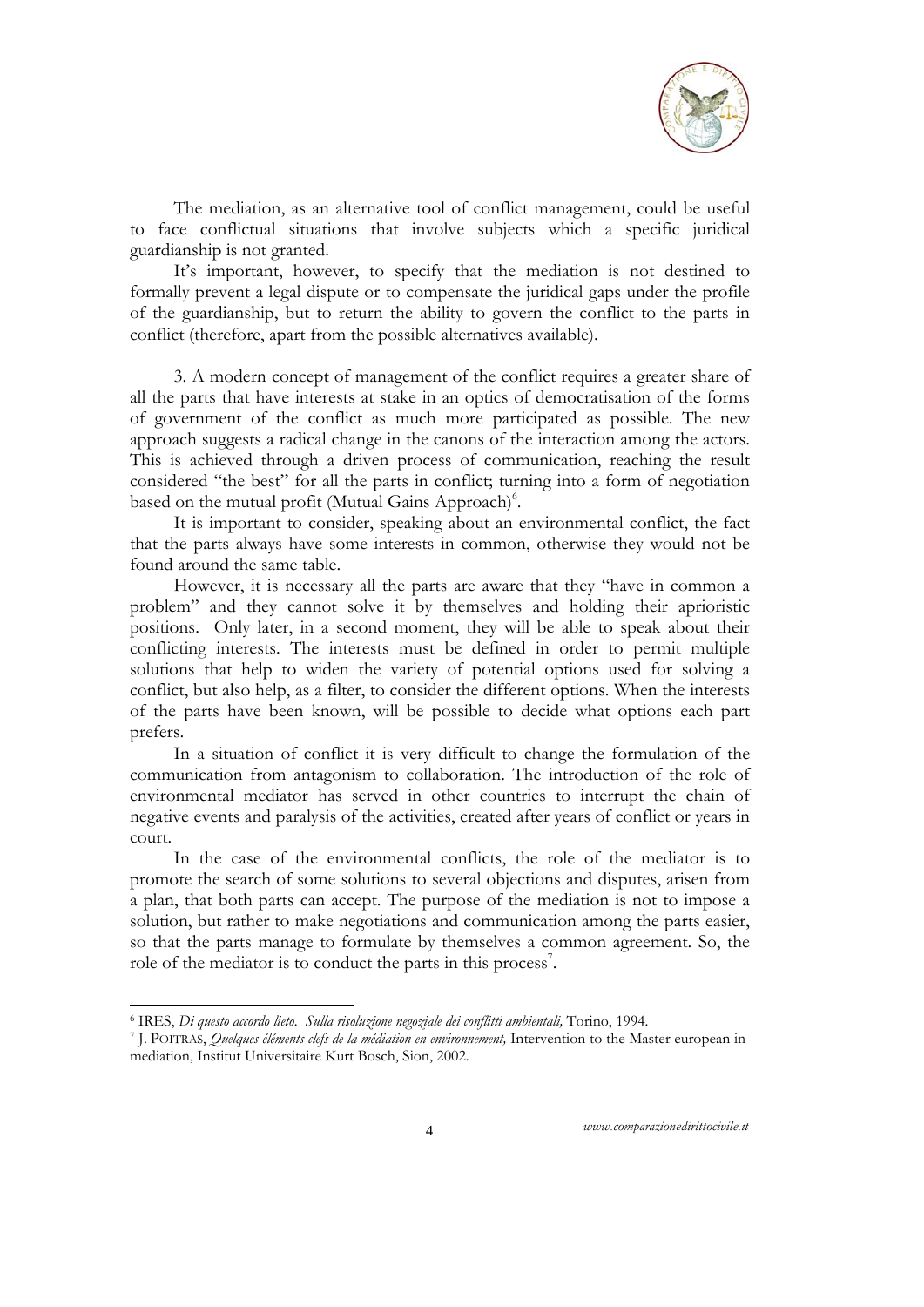The mediation, as an alternative tool of conflict management, could be useful to face conflictual situations that involve subjects which a specific juridical guardianship is not granted.

It's important, however, to specify that the mediation is not destined to formally prevent a legal dispute or to compensate the juridical gaps under the profile of the guardianship, but to return the ability to govern the conflict to the parts in conflict (therefore, apart from the possible alternatives available).

3. A modern concept of management of the conflict requires a greater share of all the parts that have interests at stake in an optics of democratisation of the forms of government of the conflict as much more participated as possible. The new approach suggests a radical change in the canons of the interaction among the actors. This is achieved through a driven process of communication, reaching the result considered "the best" for all the parts in conflict; turning into a form of negotiation based on the mutual profit (Mutual Gains Approach)[6].

It is important to consider, speaking about an environmental conflict, the fact that the parts always have some interests in common, otherwise they would not be found around the same table.

However, it is necessary all the parts are aware that they "have in common a problem" and they cannot solve it by themselves and holding their aprioristic positions. Only later, in a second moment, they will be able to speak about their conflicting interests. The interests must be defined in order to permit multiple solutions that help to widen the variety of potential options used for solving a conflict, but also help, as a filter, to consider the different options. When the interests of the parts have been known, will be possible to decide what options each part prefers.

In a situation of conflict it is very difficult to change the formulation of the communication from antagonism to collaboration. The introduction of the role of environmental mediator has served in other countries to interrupt the chain of negative events and paralysis of the activities, created after years of conflict or years in court.

In the case of the environmental conflicts, the role of the mediator is to promote the search of some solutions to several objections and disputes, arisen from a plan, that both parts can accept. The purpose of the mediation is not to impose a solution, but rather to make negotiations and communication among the parts easier, so that the parts manage to formulate by themselves a common agreement. So, the role of the mediator is to conduct the parts in this process[7].

---

[6] IRES, *Di questo accordo lieto. Sulla risoluzione negoziale dei conflitti ambientali,* Torino, 1994.

[7] J. POITRAS, *Quelques éléments clefs de la médiation en environnement,* Intervention to the Master european in mediation, Institut Universitaire Kurt Bosch, Sion, 2002.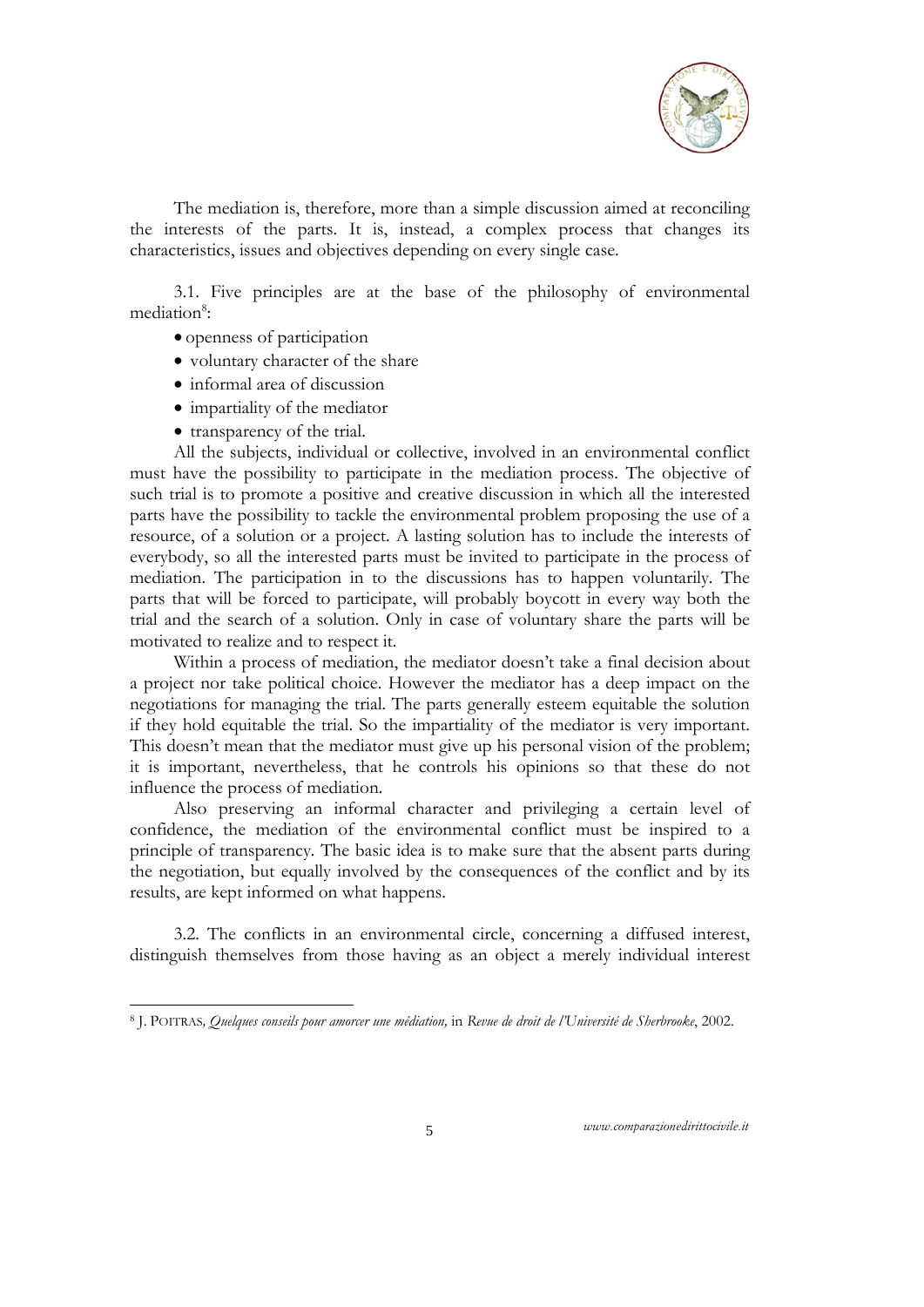The mediation is, therefore, more than a simple discussion aimed at reconciling the interests of the parts. It is, instead, a complex process that changes its characteristics, issues and objectives depending on every single case.

3.1. Five principles are at the base of the philosophy of environmental mediation[8]:

- openness of participation
- voluntary character of the share
- informal area of discussion
- impartiality of the mediator
- transparency of the trial.

All the subjects, individual or collective, involved in an environmental conflict must have the possibility to participate in the mediation process. The objective of such trial is to promote a positive and creative discussion in which all the interested parts have the possibility to tackle the environmental problem proposing the use of a resource, of a solution or a project. A lasting solution has to include the interests of everybody, so all the interested parts must be invited to participate in the process of mediation. The participation in to the discussions has to happen voluntarily. The parts that will be forced to participate, will probably boycott in every way both the trial and the search of a solution. Only in case of voluntary share the parts will be motivated to realize and to respect it.

Within a process of mediation, the mediator doesn't take a final decision about a project nor take political choice. However the mediator has a deep impact on the negotiations for managing the trial. The parts generally esteem equitable the solution if they hold equitable the trial. So the impartiality of the mediator is very important. This doesn't mean that the mediator must give up his personal vision of the problem; it is important, nevertheless, that he controls his opinions so that these do not influence the process of mediation.

Also preserving an informal character and privileging a certain level of confidence, the mediation of the environmental conflict must be inspired to a principle of transparency. The basic idea is to make sure that the absent parts during the negotiation, but equally involved by the consequences of the conflict and by its results, are kept informed on what happens.

3.2. The conflicts in an environmental circle, concerning a diffused interest, distinguish themselves from those having as an object a merely individual interest

[8] J. POITRAS, *Quelques conseils pour amorcer une médiation,* in *Revue de droit de l'Université de Sherbrooke*, 2002.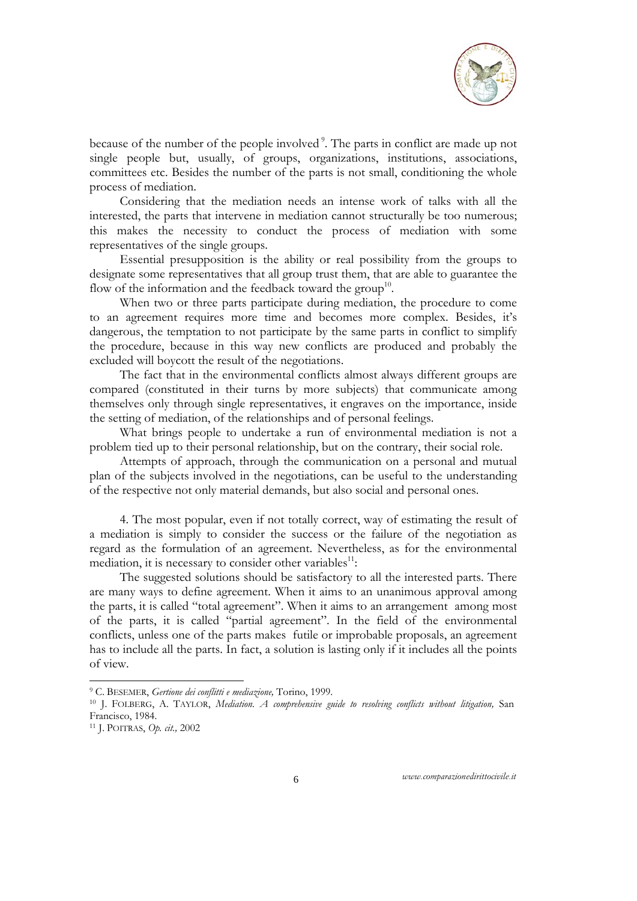because of the number of the people involved [9]. The parts in conflict are made up not single people but, usually, of groups, organizations, institutions, associations, committees etc. Besides the number of the parts is not small, conditioning the whole process of mediation.

Considering that the mediation needs an intense work of talks with all the interested, the parts that intervene in mediation cannot structurally be too numerous; this makes the necessity to conduct the process of mediation with some representatives of the single groups.

Essential presupposition is the ability or real possibility from the groups to designate some representatives that all group trust them, that are able to guarantee the flow of the information and the feedback toward the group[10].

When two or three parts participate during mediation, the procedure to come to an agreement requires more time and becomes more complex. Besides, it's dangerous, the temptation to not participate by the same parts in conflict to simplify the procedure, because in this way new conflicts are produced and probably the excluded will boycott the result of the negotiations.

The fact that in the environmental conflicts almost always different groups are compared (constituted in their turns by more subjects) that communicate among themselves only through single representatives, it engraves on the importance, inside the setting of mediation, of the relationships and of personal feelings.

What brings people to undertake a run of environmental mediation is not a problem tied up to their personal relationship, but on the contrary, their social role.

Attempts of approach, through the communication on a personal and mutual plan of the subjects involved in the negotiations, can be useful to the understanding of the respective not only material demands, but also social and personal ones.

4. The most popular, even if not totally correct, way of estimating the result of a mediation is simply to consider the success or the failure of the negotiation as regard as the formulation of an agreement. Nevertheless, as for the environmental mediation, it is necessary to consider other variables[11]:

The suggested solutions should be satisfactory to all the interested parts. There are many ways to define agreement. When it aims to an unanimous approval among the parts, it is called "total agreement". When it aims to an arrangement among most of the parts, it is called "partial agreement". In the field of the environmental conflicts, unless one of the parts makes futile or improbable proposals, an agreement has to include all the parts. In fact, a solution is lasting only if it includes all the points of view.

---

[9] C. BESEMER, *Gertione dei conflitti e mediazione,* Torino, 1999.

[10] J. FOLBERG, A. TAYLOR, *Mediation. A comprehensive guide to resolving conflicts without litigation,* San Francisco, 1984.

[11] J. POITRAS, *Op. cit.,* 2002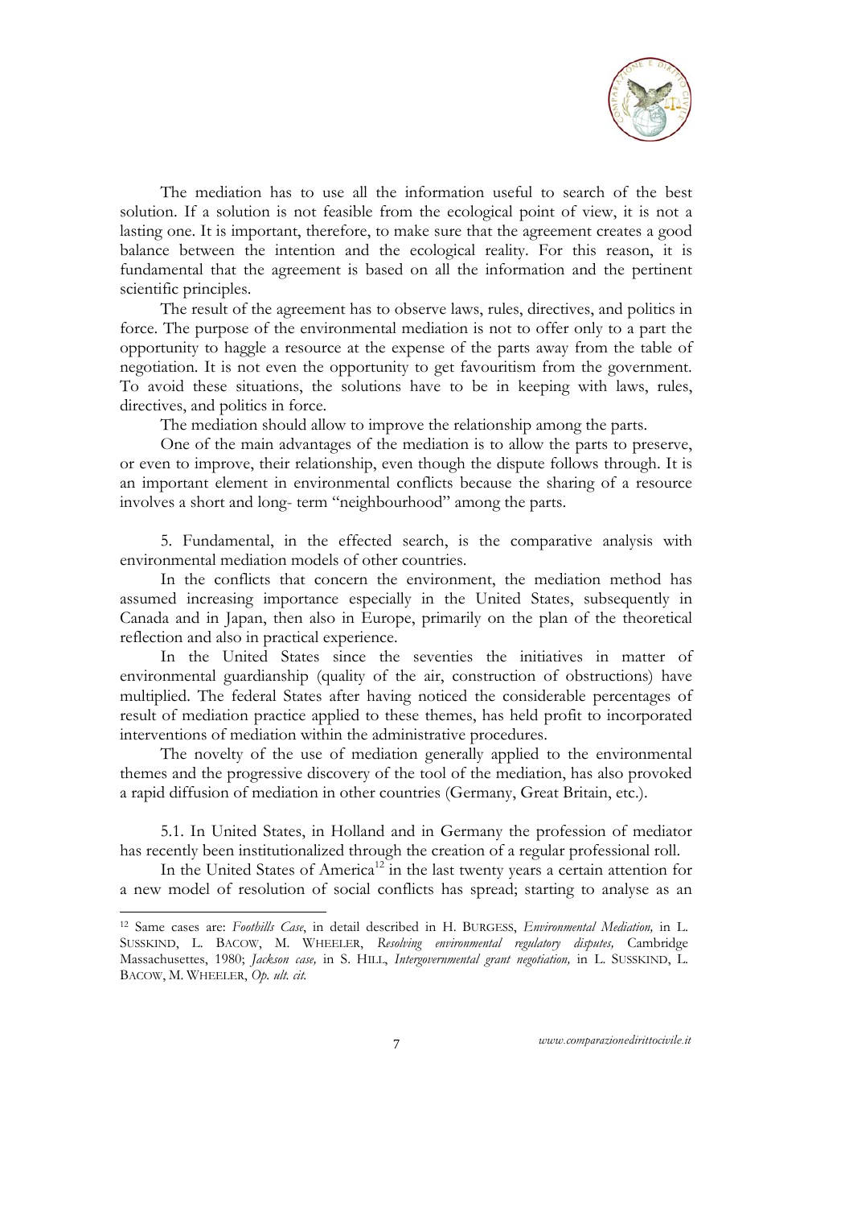The mediation has to use all the information useful to search of the best solution. If a solution is not feasible from the ecological point of view, it is not a lasting one. It is important, therefore, to make sure that the agreement creates a good balance between the intention and the ecological reality. For this reason, it is fundamental that the agreement is based on all the information and the pertinent scientific principles.

The result of the agreement has to observe laws, rules, directives, and politics in force. The purpose of the environmental mediation is not to offer only to a part the opportunity to haggle a resource at the expense of the parts away from the table of negotiation. It is not even the opportunity to get favouritism from the government. To avoid these situations, the solutions have to be in keeping with laws, rules, directives, and politics in force.

The mediation should allow to improve the relationship among the parts.

One of the main advantages of the mediation is to allow the parts to preserve, or even to improve, their relationship, even though the dispute follows through. It is an important element in environmental conflicts because the sharing of a resource involves a short and long- term "neighbourhood" among the parts.

5. Fundamental, in the effected search, is the comparative analysis with environmental mediation models of other countries.

In the conflicts that concern the environment, the mediation method has assumed increasing importance especially in the United States, subsequently in Canada and in Japan, then also in Europe, primarily on the plan of the theoretical reflection and also in practical experience.

In the United States since the seventies the initiatives in matter of environmental guardianship (quality of the air, construction of obstructions) have multiplied. The federal States after having noticed the considerable percentages of result of mediation practice applied to these themes, has held profit to incorporated interventions of mediation within the administrative procedures.

The novelty of the use of mediation generally applied to the environmental themes and the progressive discovery of the tool of the mediation, has also provoked a rapid diffusion of mediation in other countries (Germany, Great Britain, etc.).

5.1. In United States, in Holland and in Germany the profession of mediator has recently been institutionalized through the creation of a regular professional roll.

In the United States of America[12] in the last twenty years a certain attention for a new model of resolution of social conflicts has spread; starting to analyse as an

---

[12] Same cases are: *Foothills Case*, in detail described in H. BURGESS, *Environmental Mediation,* in L. SUSSKIND, L. BACOW, M. WHEELER, *Resolving environmental regulatory disputes,* Cambridge Massachusettes, 1980; *Jackson case,* in S. HILL, *Intergovernmental grant negotiation,* in L. SUSSKIND, L. BACOW, M. WHEELER, *Op. ult. cit.*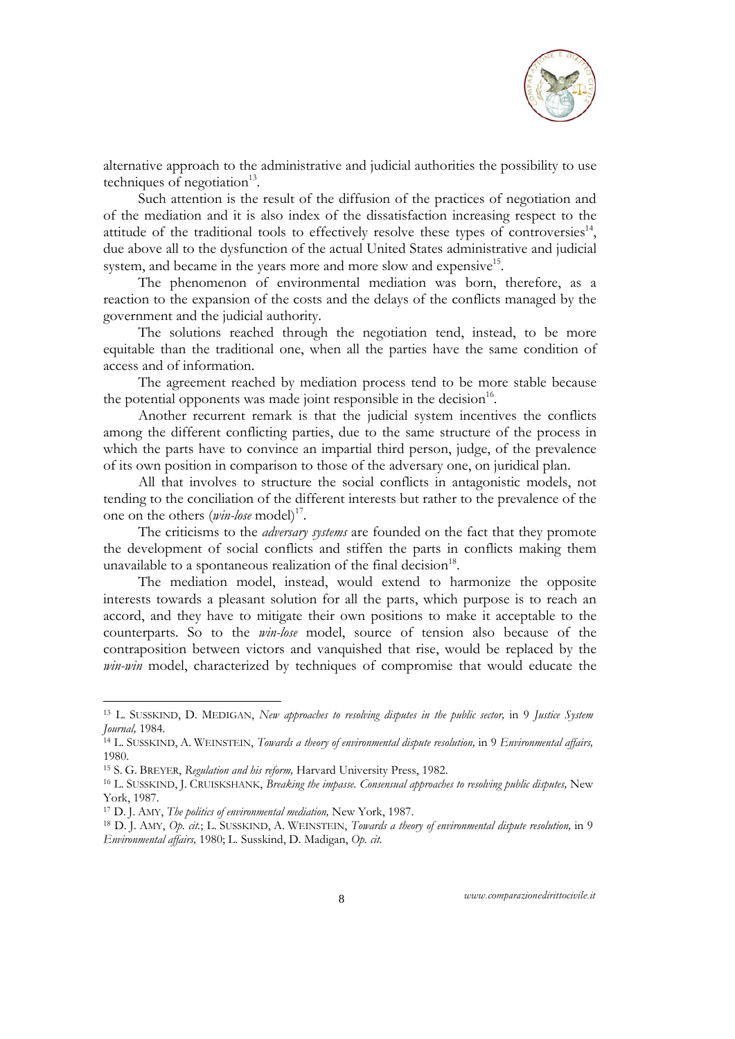alternative approach to the administrative and judicial authorities the possibility to use techniques of negotiation[13].

Such attention is the result of the diffusion of the practices of negotiation and of the mediation and it is also index of the dissatisfaction increasing respect to the attitude of the traditional tools to effectively resolve these types of controversies[14], due above all to the dysfunction of the actual United States administrative and judicial system, and became in the years more and more slow and expensive[15].

The phenomenon of environmental mediation was born, therefore, as a reaction to the expansion of the costs and the delays of the conflicts managed by the government and the judicial authority.

The solutions reached through the negotiation tend, instead, to be more equitable than the traditional one, when all the parties have the same condition of access and of information.

The agreement reached by mediation process tend to be more stable because the potential opponents was made joint responsible in the decision[16].

Another recurrent remark is that the judicial system incentives the conflicts among the different conflicting parties, due to the same structure of the process in which the parts have to convince an impartial third person, judge, of the prevalence of its own position in comparison to those of the adversary one, on juridical plan.

All that involves to structure the social conflicts in antagonistic models, not tending to the conciliation of the different interests but rather to the prevalence of the one on the others (*win-lose* model)[17].

The criticisms to the *adversary systems* are founded on the fact that they promote the development of social conflicts and stiffen the parts in conflicts making them unavailable to a spontaneous realization of the final decision[18].

The mediation model, instead, would extend to harmonize the opposite interests towards a pleasant solution for all the parts, which purpose is to reach an accord, and they have to mitigate their own positions to make it acceptable to the counterparts. So to the *win-lose* model, source of tension also because of the contraposition between victors and vanquished that rise, would be replaced by the *win-win* model, characterized by techniques of compromise that would educate the

---

[13] L. SUSSKIND, D. MEDIGAN, *New approaches to resolving disputes in the public sector,* in 9 *Justice System Journal,* 1984.

[14] L. SUSSKIND, A. WEINSTEIN, *Towards a theory of environmental dispute resolution,* in 9 *Environmental affairs,* 1980.

[15] S. G. BREYER, *Regulation and his reform,* Harvard University Press, 1982.

[16] L. SUSSKIND, J. CRUISKSHANK, *Breaking the impasse. Consensual approaches to resolving public disputes,* New York, 1987.

[17] D. J. AMY, *The politics of environmental mediation,* New York, 1987.

[18] D. J. AMY, *Op. cit.*; L. SUSSKIND, A. WEINSTEIN, *Towards a theory of environmental dispute resolution,* in 9 *Environmental affairs,* 1980; L. Susskind, D. Madigan, *Op. cit.*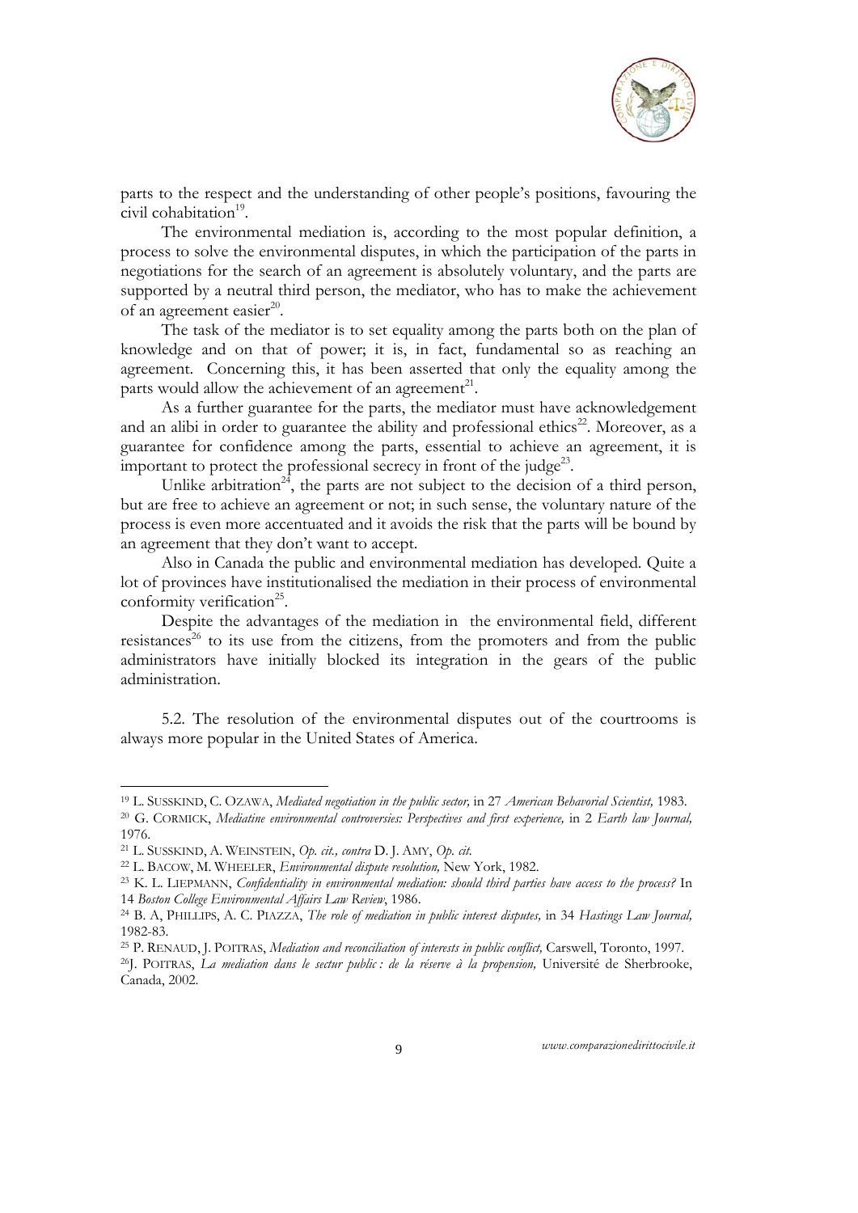parts to the respect and the understanding of other people's positions, favouring the civil cohabitation[19].

The environmental mediation is, according to the most popular definition, a process to solve the environmental disputes, in which the participation of the parts in negotiations for the search of an agreement is absolutely voluntary, and the parts are supported by a neutral third person, the mediator, who has to make the achievement of an agreement easier[20].

The task of the mediator is to set equality among the parts both on the plan of knowledge and on that of power; it is, in fact, fundamental so as reaching an agreement. Concerning this, it has been asserted that only the equality among the parts would allow the achievement of an agreement[21].

As a further guarantee for the parts, the mediator must have acknowledgement and an alibi in order to guarantee the ability and professional ethics[22]. Moreover, as a guarantee for confidence among the parts, essential to achieve an agreement, it is important to protect the professional secrecy in front of the judge[23].

Unlike arbitration[24], the parts are not subject to the decision of a third person, but are free to achieve an agreement or not; in such sense, the voluntary nature of the process is even more accentuated and it avoids the risk that the parts will be bound by an agreement that they don't want to accept.

Also in Canada the public and environmental mediation has developed. Quite a lot of provinces have institutionalised the mediation in their process of environmental conformity verification[25].

Despite the advantages of the mediation in the environmental field, different resistances[26] to its use from the citizens, from the promoters and from the public administrators have initially blocked its integration in the gears of the public administration.

5.2. The resolution of the environmental disputes out of the courtrooms is always more popular in the United States of America.

---

[19] L. SUSSKIND, C. OZAWA, *Mediated negotiation in the public sector,* in 27 *American Behavorial Scientist,* 1983.

[20] G. CORMICK, *Mediatine environmental controversies: Perspectives and first experience,* in 2 *Earth law Journal,* 1976.

[21] L. SUSSKIND, A. WEINSTEIN, *Op. cit., contra* D. J. AMY, *Op. cit.*

[22] L. BACOW, M. WHEELER, *Environmental dispute resolution,* New York, 1982.

[23] K. L. LIEPMANN, *Confidentiality in environmental mediation: should third parties have access to the process?* In 14 *Boston College Environmental Affairs Law Review*, 1986.

[24] B. A, PHILLIPS, A. C. PIAZZA, *The role of mediation in public interest disputes,* in 34 *Hastings Law Journal,* 1982-83.

[25] P. RENAUD, J. POITRAS, *Mediation and reconciliation of interests in public conflict,* Carswell, Toronto, 1997.

[26] J. POITRAS, *La mediation dans le sectur public : de la réserve à la propension,* Université de Sherbrooke, Canada, 2002.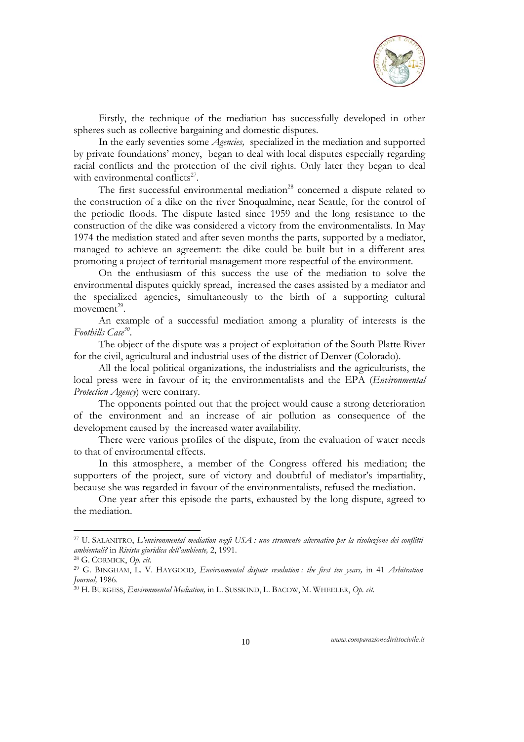Firstly, the technique of the mediation has successfully developed in other spheres such as collective bargaining and domestic disputes.

In the early seventies some *Agencies,* specialized in the mediation and supported by private foundations' money, began to deal with local disputes especially regarding racial conflicts and the protection of the civil rights. Only later they began to deal with environmental conflicts[27].

The first successful environmental mediation[28] concerned a dispute related to the construction of a dike on the river Snoqualmine, near Seattle, for the control of the periodic floods. The dispute lasted since 1959 and the long resistance to the construction of the dike was considered a victory from the environmentalists. In May 1974 the mediation stated and after seven months the parts, supported by a mediator, managed to achieve an agreement: the dike could be built but in a different area promoting a project of territorial management more respectful of the environment.

On the enthusiasm of this success the use of the mediation to solve the environmental disputes quickly spread, increased the cases assisted by a mediator and the specialized agencies, simultaneously to the birth of a supporting cultural movement[29].

An example of a successful mediation among a plurality of interests is the *Foothills Case*[30].

The object of the dispute was a project of exploitation of the South Platte River for the civil, agricultural and industrial uses of the district of Denver (Colorado).

All the local political organizations, the industrialists and the agriculturists, the local press were in favour of it; the environmentalists and the EPA (*Environmental Protection Agency*) were contrary.

The opponents pointed out that the project would cause a strong deterioration of the environment and an increase of air pollution as consequence of the development caused by the increased water availability.

There were various profiles of the dispute, from the evaluation of water needs to that of environmental effects.

In this atmosphere, a member of the Congress offered his mediation; the supporters of the project, sure of victory and doubtful of mediator's impartiality, because she was regarded in favour of the environmentalists, refused the mediation.

One year after this episode the parts, exhausted by the long dispute, agreed to the mediation.

---

[27] U. SALANITRO, *L'environmental mediation negli USA : uno strumento alternativo per la risoluzione dei conflitti ambientali?* in *Rivista giuridica dell'ambiente,* 2, 1991.

[28] G. CORMICK, *Op. cit.*

[29] G. BINGHAM, L. V. HAYGOOD, *Environmental dispute resolution : the first ten years,* in 41 *Arbitration Journal,* 1986.

[30] H. BURGESS, *Environmental Mediation,* in L. SUSSKIND, L. BACOW, M. WHEELER, *Op. cit.*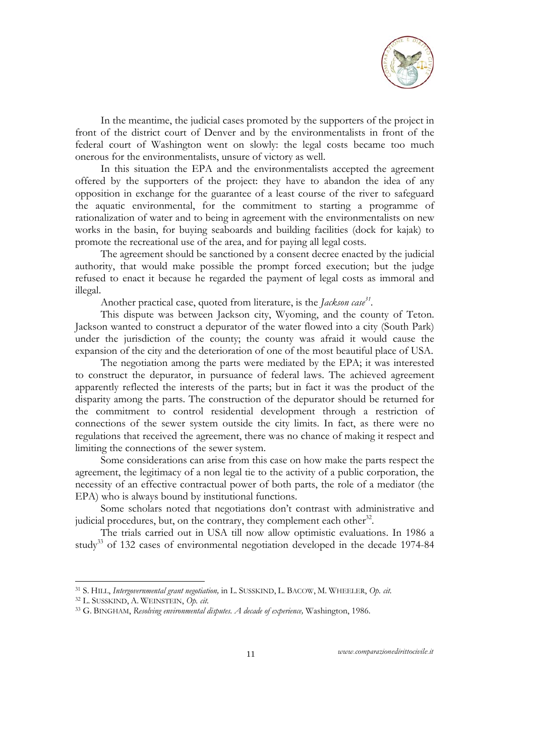In the meantime, the judicial cases promoted by the supporters of the project in front of the district court of Denver and by the environmentalists in front of the federal court of Washington went on slowly: the legal costs became too much onerous for the environmentalists, unsure of victory as well.

In this situation the EPA and the environmentalists accepted the agreement offered by the supporters of the project: they have to abandon the idea of any opposition in exchange for the guarantee of a least course of the river to safeguard the aquatic environmental, for the commitment to starting a programme of rationalization of water and to being in agreement with the environmentalists on new works in the basin, for buying seaboards and building facilities (dock for kajak) to promote the recreational use of the area, and for paying all legal costs.

The agreement should be sanctioned by a consent decree enacted by the judicial authority, that would make possible the prompt forced execution; but the judge refused to enact it because he regarded the payment of legal costs as immoral and illegal.

Another practical case, quoted from literature, is the *Jackson case*[31].

This dispute was between Jackson city, Wyoming, and the county of Teton. Jackson wanted to construct a depurator of the water flowed into a city (South Park) under the jurisdiction of the county; the county was afraid it would cause the expansion of the city and the deterioration of one of the most beautiful place of USA.

The negotiation among the parts were mediated by the EPA; it was interested to construct the depurator, in pursuance of federal laws. The achieved agreement apparently reflected the interests of the parts; but in fact it was the product of the disparity among the parts. The construction of the depurator should be returned for the commitment to control residential development through a restriction of connections of the sewer system outside the city limits. In fact, as there were no regulations that received the agreement, there was no chance of making it respect and limiting the connections of the sewer system.

Some considerations can arise from this case on how make the parts respect the agreement, the legitimacy of a non legal tie to the activity of a public corporation, the necessity of an effective contractual power of both parts, the role of a mediator (the EPA) who is always bound by institutional functions.

Some scholars noted that negotiations don't contrast with administrative and judicial procedures, but, on the contrary, they complement each other[32].

The trials carried out in USA till now allow optimistic evaluations. In 1986 a study[33] of 132 cases of environmental negotiation developed in the decade 1974-84

---

[31] S. HILL, *Intergovernmental grant negotiation,* in L. SUSSKIND, L. BACOW, M. WHEELER, *Op. cit.*

[32] L. SUSSKIND, A. WEINSTEIN, *Op. cit.*

[33] G. BINGHAM, *Resolving environmental disputes. A decade of experience,* Washington, 1986.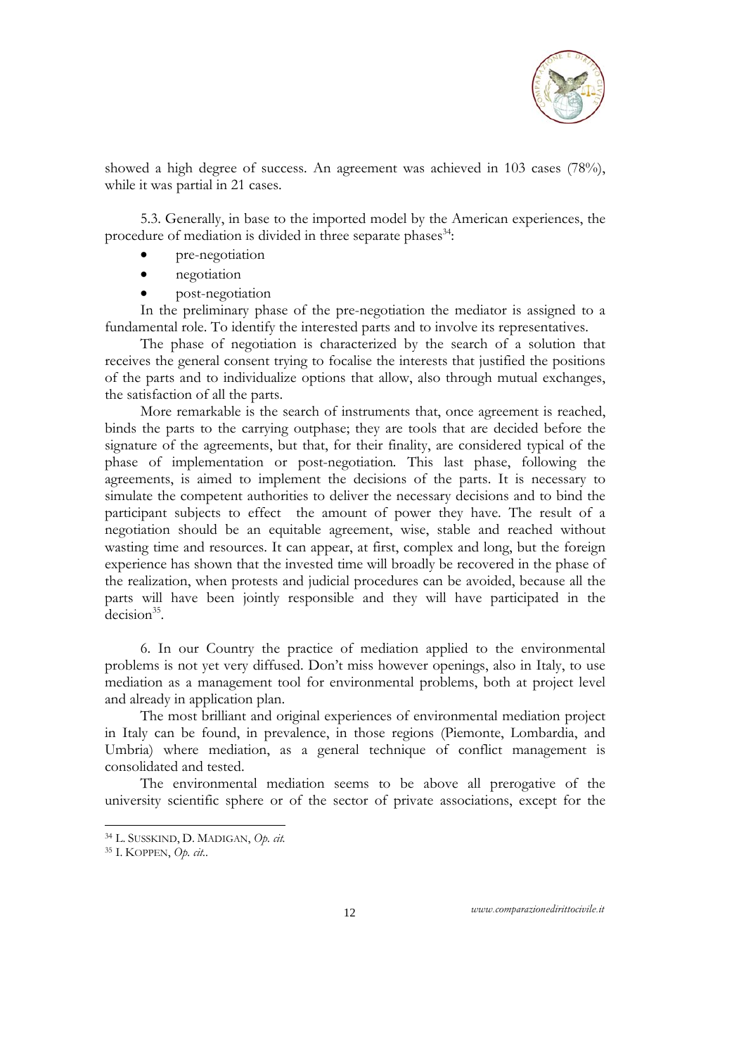showed a high degree of success. An agreement was achieved in 103 cases (78%), while it was partial in 21 cases.

5.3. Generally, in base to the imported model by the American experiences, the procedure of mediation is divided in three separate phases[34]:

- pre-negotiation
- negotiation
- post-negotiation

In the preliminary phase of the pre-negotiation the mediator is assigned to a fundamental role. To identify the interested parts and to involve its representatives.

The phase of negotiation is characterized by the search of a solution that receives the general consent trying to focalise the interests that justified the positions of the parts and to individualize options that allow, also through mutual exchanges, the satisfaction of all the parts.

More remarkable is the search of instruments that, once agreement is reached, binds the parts to the carrying outphase; they are tools that are decided before the signature of the agreements, but that, for their finality, are considered typical of the phase of implementation or post-negotiation. This last phase, following the agreements, is aimed to implement the decisions of the parts. It is necessary to simulate the competent authorities to deliver the necessary decisions and to bind the participant subjects to effect the amount of power they have. The result of a negotiation should be an equitable agreement, wise, stable and reached without wasting time and resources. It can appear, at first, complex and long, but the foreign experience has shown that the invested time will broadly be recovered in the phase of the realization, when protests and judicial procedures can be avoided, because all the parts will have been jointly responsible and they will have participated in the decision[35].

6. In our Country the practice of mediation applied to the environmental problems is not yet very diffused. Don't miss however openings, also in Italy, to use mediation as a management tool for environmental problems, both at project level and already in application plan.

The most brilliant and original experiences of environmental mediation project in Italy can be found, in prevalence, in those regions (Piemonte, Lombardia, and Umbria) where mediation, as a general technique of conflict management is consolidated and tested.

The environmental mediation seems to be above all prerogative of the university scientific sphere or of the sector of private associations, except for the

---

[34] L. SUSSKIND, D. MADIGAN, *Op. cit.*

[35] I. KOPPEN, *Op. cit.*.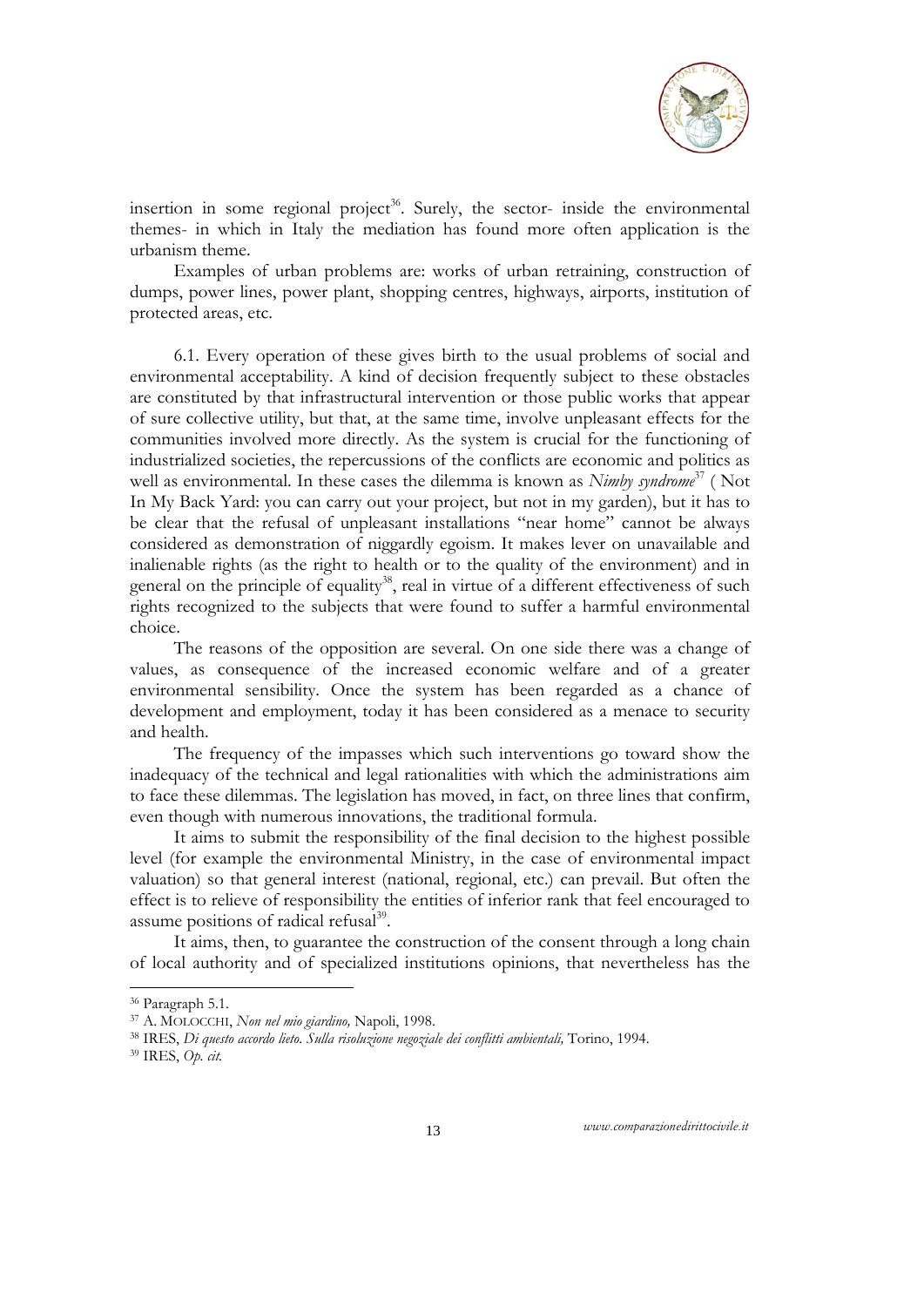insertion in some regional project[36]. Surely, the sector- inside the environmental themes- in which in Italy the mediation has found more often application is the urbanism theme.

Examples of urban problems are: works of urban retraining, construction of dumps, power lines, power plant, shopping centres, highways, airports, institution of protected areas, etc.

6.1. Every operation of these gives birth to the usual problems of social and environmental acceptability. A kind of decision frequently subject to these obstacles are constituted by that infrastructural intervention or those public works that appear of sure collective utility, but that, at the same time, involve unpleasant effects for the communities involved more directly. As the system is crucial for the functioning of industrialized societies, the repercussions of the conflicts are economic and politics as well as environmental. In these cases the dilemma is known as *Nimby syndrome*[37] ( Not In My Back Yard: you can carry out your project, but not in my garden), but it has to be clear that the refusal of unpleasant installations "near home" cannot be always considered as demonstration of niggardly egoism. It makes lever on unavailable and inalienable rights (as the right to health or to the quality of the environment) and in general on the principle of equality[38], real in virtue of a different effectiveness of such rights recognized to the subjects that were found to suffer a harmful environmental choice.

The reasons of the opposition are several. On one side there was a change of values, as consequence of the increased economic welfare and of a greater environmental sensibility. Once the system has been regarded as a chance of development and employment, today it has been considered as a menace to security and health.

The frequency of the impasses which such interventions go toward show the inadequacy of the technical and legal rationalities with which the administrations aim to face these dilemmas. The legislation has moved, in fact, on three lines that confirm, even though with numerous innovations, the traditional formula.

It aims to submit the responsibility of the final decision to the highest possible level (for example the environmental Ministry, in the case of environmental impact valuation) so that general interest (national, regional, etc.) can prevail. But often the effect is to relieve of responsibility the entities of inferior rank that feel encouraged to assume positions of radical refusal[39].

It aims, then, to guarantee the construction of the consent through a long chain of local authority and of specialized institutions opinions, that nevertheless has the

---

[36] Paragraph 5.1.

[37] A. MOLOCCHI, *Non nel mio giardino,* Napoli, 1998.

[38] IRES, *Di questo accordo lieto. Sulla risoluzione negoziale dei conflitti ambientali,* Torino, 1994.

[39] IRES, *Op. cit.*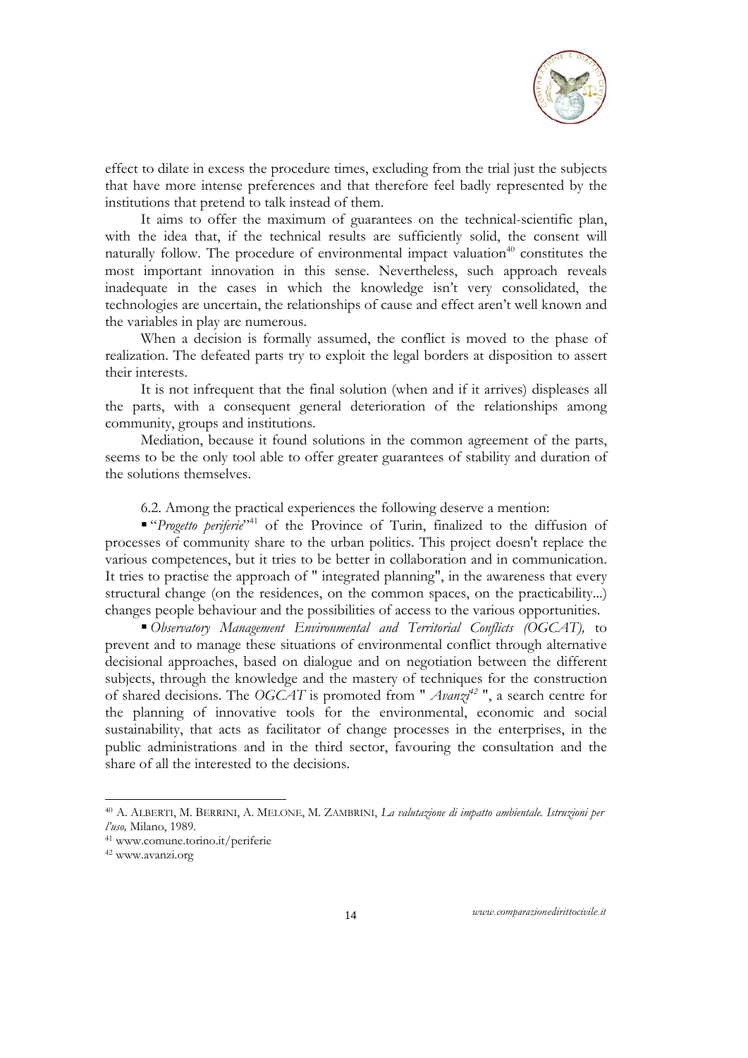effect to dilate in excess the procedure times, excluding from the trial just the subjects that have more intense preferences and that therefore feel badly represented by the institutions that pretend to talk instead of them.

It aims to offer the maximum of guarantees on the technical-scientific plan, with the idea that, if the technical results are sufficiently solid, the consent will naturally follow. The procedure of environmental impact valuation[40] constitutes the most important innovation in this sense. Nevertheless, such approach reveals inadequate in the cases in which the knowledge isn't very consolidated, the technologies are uncertain, the relationships of cause and effect aren't well known and the variables in play are numerous.

When a decision is formally assumed, the conflict is moved to the phase of realization. The defeated parts try to exploit the legal borders at disposition to assert their interests.

It is not infrequent that the final solution (when and if it arrives) displeases all the parts, with a consequent general deterioration of the relationships among community, groups and institutions.

Mediation, because it found solutions in the common agreement of the parts, seems to be the only tool able to offer greater guarantees of stability and duration of the solutions themselves.

6.2. Among the practical experiences the following deserve a mention:

- "*Progetto periferie*"[41] of the Province of Turin, finalized to the diffusion of processes of community share to the urban politics. This project doesn't replace the various competences, but it tries to be better in collaboration and in communication. It tries to practise the approach of " integrated planning", in the awareness that every structural change (on the residences, on the common spaces, on the practicability...) changes people behaviour and the possibilities of access to the various opportunities.
- *Observatory Management Environmental and Territorial Conflicts (OGCAT),* to prevent and to manage these situations of environmental conflict through alternative decisional approaches, based on dialogue and on negotiation between the different subjects, through the knowledge and the mastery of techniques for the construction of shared decisions. The *OGCAT* is promoted from " *Avanzi*[42] ", a search centre for the planning of innovative tools for the environmental, economic and social sustainability, that acts as facilitator of change processes in the enterprises, in the public administrations and in the third sector, favouring the consultation and the share of all the interested to the decisions.

---

[40] A. ALBERTI, M. BERRINI, A. MELONE, M. ZAMBRINI, *La valutazione di impatto ambientale. Istruzioni per l'uso,* Milano, 1989.

[41] www.comune.torino.it/periferie

[42] www.avanzi.org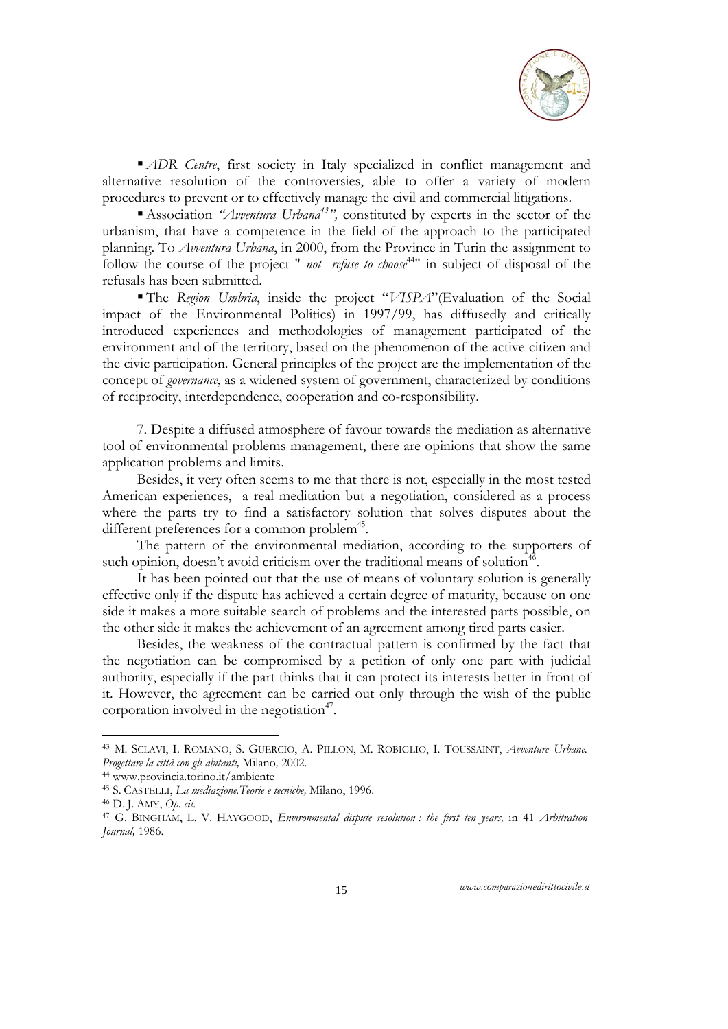- *ADR Centre*, first society in Italy specialized in conflict management and alternative resolution of the controversies, able to offer a variety of modern procedures to prevent or to effectively manage the civil and commercial litigations.
- Association *"Avventura Urbana[43]",* constituted by experts in the sector of the urbanism, that have a competence in the field of the approach to the participated planning. To *Avventura Urbana*, in 2000, from the Province in Turin the assignment to follow the course of the project " *not refuse to choose*[44]" in subject of disposal of the refusals has been submitted.
- The *Region Umbria*, inside the project "*VISPA*"(Evaluation of the Social impact of the Environmental Politics) in 1997/99, has diffusedly and critically introduced experiences and methodologies of management participated of the environment and of the territory, based on the phenomenon of the active citizen and the civic participation. General principles of the project are the implementation of the concept of *governance*, as a widened system of government, characterized by conditions of reciprocity, interdependence, cooperation and co-responsibility.

7. Despite a diffused atmosphere of favour towards the mediation as alternative tool of environmental problems management, there are opinions that show the same application problems and limits.

Besides, it very often seems to me that there is not, especially in the most tested American experiences, a real meditation but a negotiation, considered as a process where the parts try to find a satisfactory solution that solves disputes about the different preferences for a common problem[45].

The pattern of the environmental mediation, according to the supporters of such opinion, doesn't avoid criticism over the traditional means of solution[46].

It has been pointed out that the use of means of voluntary solution is generally effective only if the dispute has achieved a certain degree of maturity, because on one side it makes a more suitable search of problems and the interested parts possible, on the other side it makes the achievement of an agreement among tired parts easier.

Besides, the weakness of the contractual pattern is confirmed by the fact that the negotiation can be compromised by a petition of only one part with judicial authority, especially if the part thinks that it can protect its interests better in front of it. However, the agreement can be carried out only through the wish of the public corporation involved in the negotiation[47].

---

[43] M. SCLAVI, I. ROMANO, S. GUERCIO, A. PILLON, M. ROBIGLIO, I. TOUSSAINT, *Avventure Urbane. Progettare la città con gli abitanti,* Milano*,* 2002.

[44] www.provincia.torino.it/ambiente

[45] S. CASTELLI, *La mediazione.Teorie e tecniche,* Milano, 1996.

[46] D. J. AMY, *Op. cit.*

[47] G. BINGHAM, L. V. HAYGOOD, *Environmental dispute resolution : the first ten years,* in 41 *Arbitration Journal,* 1986.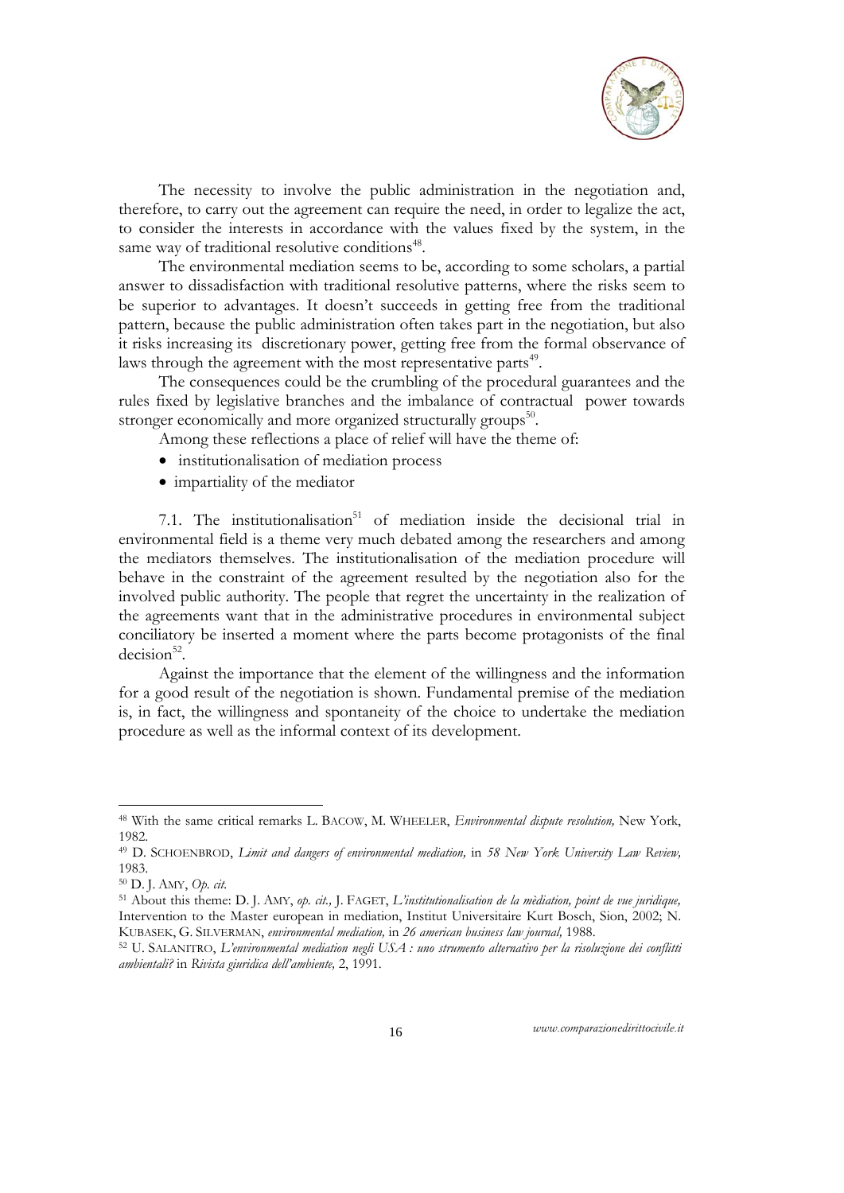The necessity to involve the public administration in the negotiation and, therefore, to carry out the agreement can require the need, in order to legalize the act, to consider the interests in accordance with the values fixed by the system, in the same way of traditional resolutive conditions[48].

The environmental mediation seems to be, according to some scholars, a partial answer to dissadisfaction with traditional resolutive patterns, where the risks seem to be superior to advantages. It doesn't succeeds in getting free from the traditional pattern, because the public administration often takes part in the negotiation, but also it risks increasing its discretionary power, getting free from the formal observance of laws through the agreement with the most representative parts[49].

The consequences could be the crumbling of the procedural guarantees and the rules fixed by legislative branches and the imbalance of contractual power towards stronger economically and more organized structurally groups[50].

Among these reflections a place of relief will have the theme of:

- institutionalisation of mediation process
- impartiality of the mediator

7.1. The institutionalisation[51] of mediation inside the decisional trial in environmental field is a theme very much debated among the researchers and among the mediators themselves. The institutionalisation of the mediation procedure will behave in the constraint of the agreement resulted by the negotiation also for the involved public authority. The people that regret the uncertainty in the realization of the agreements want that in the administrative procedures in environmental subject conciliatory be inserted a moment where the parts become protagonists of the final decision[52].

Against the importance that the element of the willingness and the information for a good result of the negotiation is shown. Fundamental premise of the mediation is, in fact, the willingness and spontaneity of the choice to undertake the mediation procedure as well as the informal context of its development.

---

[48] With the same critical remarks L. BACOW, M. WHEELER, *Environmental dispute resolution,* New York, 1982.

[49] D. SCHOENBROD, *Limit and dangers of environmental mediation,* in *58 New York University Law Review,* 1983.

[50] D. J. AMY, *Op. cit.*

[51] About this theme: D. J. AMY, *op. cit.,* J. FAGET, *L'institutionalisation de la mèdiation, point de vue juridique,* Intervention to the Master european in mediation, Institut Universitaire Kurt Bosch, Sion, 2002; N. KUBASEK, G. SILVERMAN, *environmental mediation,* in *26 american business law journal,* 1988.

[52] U. SALANITRO, *L'environmental mediation negli USA : uno strumento alternativo per la risoluzione dei conflitti ambientali?* in *Rivista giuridica dell'ambiente,* 2, 1991.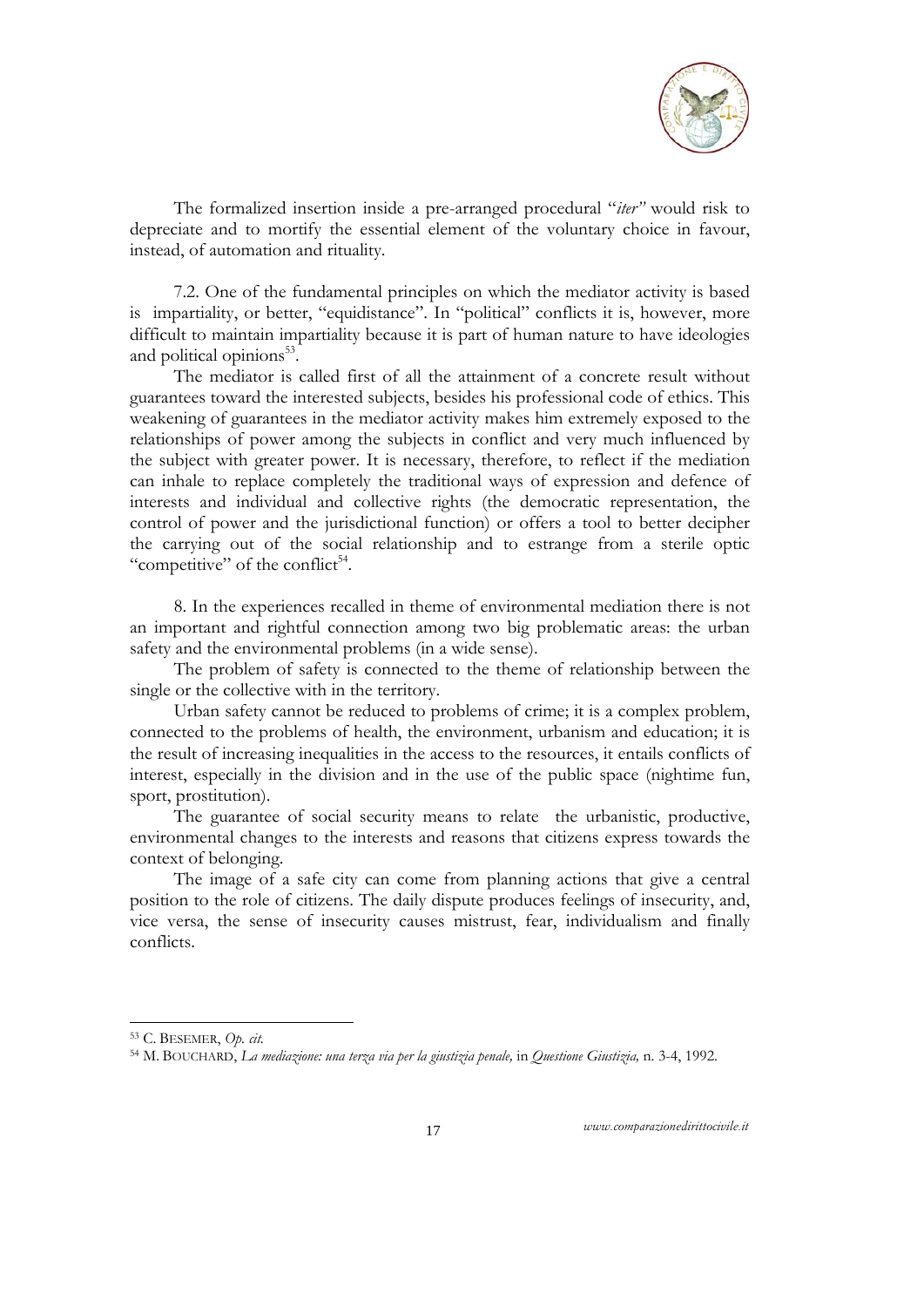The formalized insertion inside a pre-arranged procedural "*iter"* would risk to depreciate and to mortify the essential element of the voluntary choice in favour, instead, of automation and rituality.

7.2. One of the fundamental principles on which the mediator activity is based is impartiality, or better, "equidistance". In "political" conflicts it is, however, more difficult to maintain impartiality because it is part of human nature to have ideologies and political opinions[53].

The mediator is called first of all the attainment of a concrete result without guarantees toward the interested subjects, besides his professional code of ethics. This weakening of guarantees in the mediator activity makes him extremely exposed to the relationships of power among the subjects in conflict and very much influenced by the subject with greater power. It is necessary, therefore, to reflect if the mediation can inhale to replace completely the traditional ways of expression and defence of interests and individual and collective rights (the democratic representation, the control of power and the jurisdictional function) or offers a tool to better decipher the carrying out of the social relationship and to estrange from a sterile optic "competitive" of the conflict[54].

8. In the experiences recalled in theme of environmental mediation there is not an important and rightful connection among two big problematic areas: the urban safety and the environmental problems (in a wide sense).

The problem of safety is connected to the theme of relationship between the single or the collective with in the territory.

Urban safety cannot be reduced to problems of crime; it is a complex problem, connected to the problems of health, the environment, urbanism and education; it is the result of increasing inequalities in the access to the resources, it entails conflicts of interest, especially in the division and in the use of the public space (nightime fun, sport, prostitution).

The guarantee of social security means to relate the urbanistic, productive, environmental changes to the interests and reasons that citizens express towards the context of belonging.

The image of a safe city can come from planning actions that give a central position to the role of citizens. The daily dispute produces feelings of insecurity, and, vice versa, the sense of insecurity causes mistrust, fear, individualism and finally conflicts.

---

[53] C. BESEMER, *Op. cit.*

[54] M. BOUCHARD, *La mediazione: una terza via per la giustizia penale,* in *Questione Giustizia,* n. 3-4, 1992.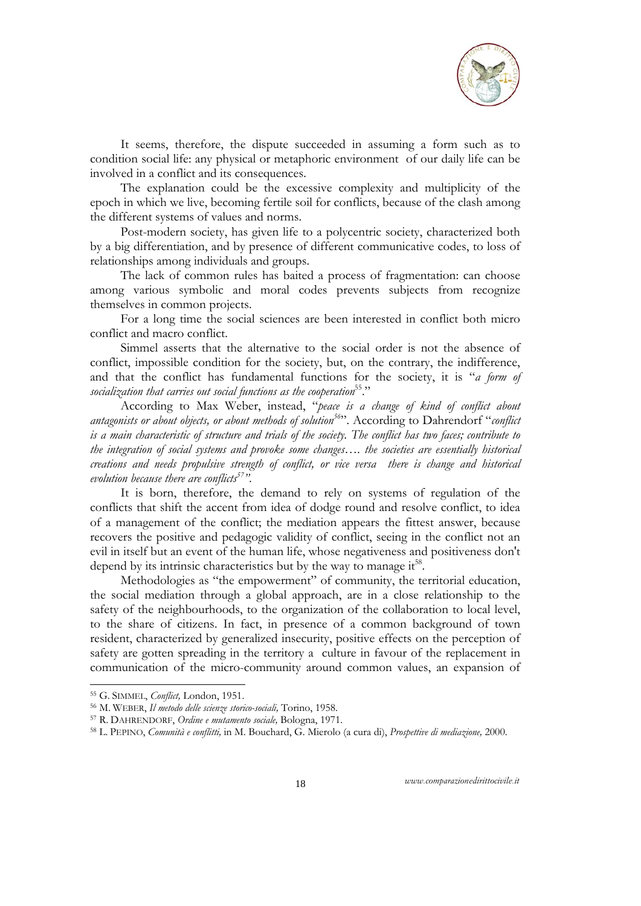It seems, therefore, the dispute succeeded in assuming a form such as to condition social life: any physical or metaphoric environment of our daily life can be involved in a conflict and its consequences.

The explanation could be the excessive complexity and multiplicity of the epoch in which we live, becoming fertile soil for conflicts, because of the clash among the different systems of values and norms.

Post-modern society, has given life to a polycentric society, characterized both by a big differentiation, and by presence of different communicative codes, to loss of relationships among individuals and groups.

The lack of common rules has baited a process of fragmentation: can choose among various symbolic and moral codes prevents subjects from recognize themselves in common projects.

For a long time the social sciences are been interested in conflict both micro conflict and macro conflict.

Simmel asserts that the alternative to the social order is not the absence of conflict, impossible condition for the society, but, on the contrary, the indifference, and that the conflict has fundamental functions for the society, it is "*a form of socialization that carries out social functions as the cooperation*[55]."

According to Max Weber, instead, "*peace is a change of kind of conflict about antagonists or about objects, or about methods of solution*[56]". According to Dahrendorf "*conflict is a main characteristic of structure and trials of the society. The conflict has two faces; contribute to the integration of social systems and provoke some changes…. the societies are essentially historical creations and needs propulsive strength of conflict, or vice versa there is change and historical evolution because there are conflicts*[57]".

It is born, therefore, the demand to rely on systems of regulation of the conflicts that shift the accent from idea of dodge round and resolve conflict, to idea of a management of the conflict; the mediation appears the fittest answer, because recovers the positive and pedagogic validity of conflict, seeing in the conflict not an evil in itself but an event of the human life, whose negativeness and positiveness don't depend by its intrinsic characteristics but by the way to manage it[58].

Methodologies as "the empowerment" of community, the territorial education, the social mediation through a global approach, are in a close relationship to the safety of the neighbourhoods, to the organization of the collaboration to local level, to the share of citizens. In fact, in presence of a common background of town resident, characterized by generalized insecurity, positive effects on the perception of safety are gotten spreading in the territory a culture in favour of the replacement in communication of the micro-community around common values, an expansion of

---

[55] G. SIMMEL, *Conflict,* London, 1951.

[56] M. WEBER, *Il metodo delle scienze storico-sociali,* Torino, 1958.

[57] R. DAHRENDORF, *Ordine e mutamento sociale,* Bologna, 1971.

[58] L. PEPINO, *Comunità e conflitti,* in M. Bouchard, G. Mierolo (a cura di), *Prospettive di mediazione,* 2000.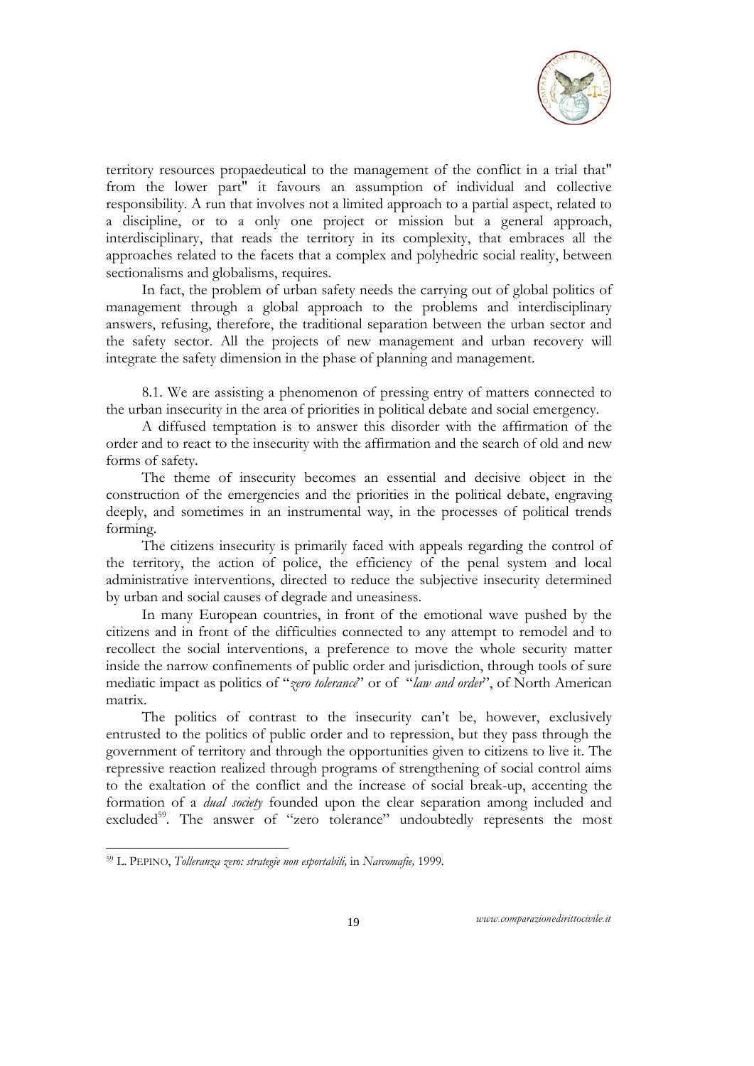territory resources propaedeutical to the management of the conflict in a trial that" from the lower part" it favours an assumption of individual and collective responsibility. A run that involves not a limited approach to a partial aspect, related to a discipline, or to a only one project or mission but a general approach, interdisciplinary, that reads the territory in its complexity, that embraces all the approaches related to the facets that a complex and polyhedric social reality, between sectionalisms and globalisms, requires.

In fact, the problem of urban safety needs the carrying out of global politics of management through a global approach to the problems and interdisciplinary answers, refusing, therefore, the traditional separation between the urban sector and the safety sector. All the projects of new management and urban recovery will integrate the safety dimension in the phase of planning and management.

8.1. We are assisting a phenomenon of pressing entry of matters connected to the urban insecurity in the area of priorities in political debate and social emergency.

A diffused temptation is to answer this disorder with the affirmation of the order and to react to the insecurity with the affirmation and the search of old and new forms of safety.

The theme of insecurity becomes an essential and decisive object in the construction of the emergencies and the priorities in the political debate, engraving deeply, and sometimes in an instrumental way, in the processes of political trends forming.

The citizens insecurity is primarily faced with appeals regarding the control of the territory, the action of police, the efficiency of the penal system and local administrative interventions, directed to reduce the subjective insecurity determined by urban and social causes of degrade and uneasiness.

In many European countries, in front of the emotional wave pushed by the citizens and in front of the difficulties connected to any attempt to remodel and to recollect the social interventions, a preference to move the whole security matter inside the narrow confinements of public order and jurisdiction, through tools of sure mediatic impact as politics of "*zero tolerance*" or of "*law and order*", of North American matrix.

The politics of contrast to the insecurity can't be, however, exclusively entrusted to the politics of public order and to repression, but they pass through the government of territory and through the opportunities given to citizens to live it. The repressive reaction realized through programs of strengthening of social control aims to the exaltation of the conflict and the increase of social break-up, accenting the formation of a *dual society* founded upon the clear separation among included and excluded[59]. The answer of "zero tolerance" undoubtedly represents the most

[59] L. PEPINO, *Tolleranza zero: strategie non esportabili,* in *Narcomafie,* 1999.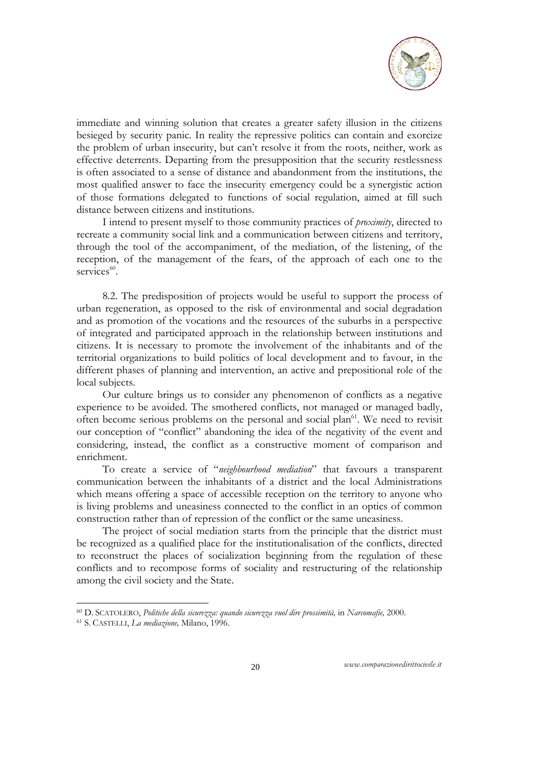immediate and winning solution that creates a greater safety illusion in the citizens besieged by security panic. In reality the repressive politics can contain and exorcize the problem of urban insecurity, but can't resolve it from the roots, neither, work as effective deterrents. Departing from the presupposition that the security restlessness is often associated to a sense of distance and abandonment from the institutions, the most qualified answer to face the insecurity emergency could be a synergistic action of those formations delegated to functions of social regulation, aimed at fill such distance between citizens and institutions.

I intend to present myself to those community practices of *proximity*, directed to recreate a community social link and a communication between citizens and territory, through the tool of the accompaniment, of the mediation, of the listening, of the reception, of the management of the fears, of the approach of each one to the services[60].

8.2. The predisposition of projects would be useful to support the process of urban regeneration, as opposed to the risk of environmental and social degradation and as promotion of the vocations and the resources of the suburbs in a perspective of integrated and participated approach in the relationship between institutions and citizens. It is necessary to promote the involvement of the inhabitants and of the territorial organizations to build politics of local development and to favour, in the different phases of planning and intervention, an active and prepositional role of the local subjects.

Our culture brings us to consider any phenomenon of conflicts as a negative experience to be avoided. The smothered conflicts, not managed or managed badly, often become serious problems on the personal and social plan[61]. We need to revisit our conception of "conflict" abandoning the idea of the negativity of the event and considering, instead, the conflict as a constructive moment of comparison and enrichment.

To create a service of "*neighbourhood mediation*" that favours a transparent communication between the inhabitants of a district and the local Administrations which means offering a space of accessible reception on the territory to anyone who is living problems and uneasiness connected to the conflict in an optics of common construction rather than of repression of the conflict or the same uneasiness.

The project of social mediation starts from the principle that the district must be recognized as a qualified place for the institutionalisation of the conflicts, directed to reconstruct the places of socialization beginning from the regulation of these conflicts and to recompose forms of sociality and restructuring of the relationship among the civil society and the State.

---

[60] D. SCATOLERO, *Politiche della sicurezza: quando sicurezza vuol dire prossimità,* in *Narcomafie,* 2000.

[61] S. CASTELLI, *La mediazione,* Milano, 1996.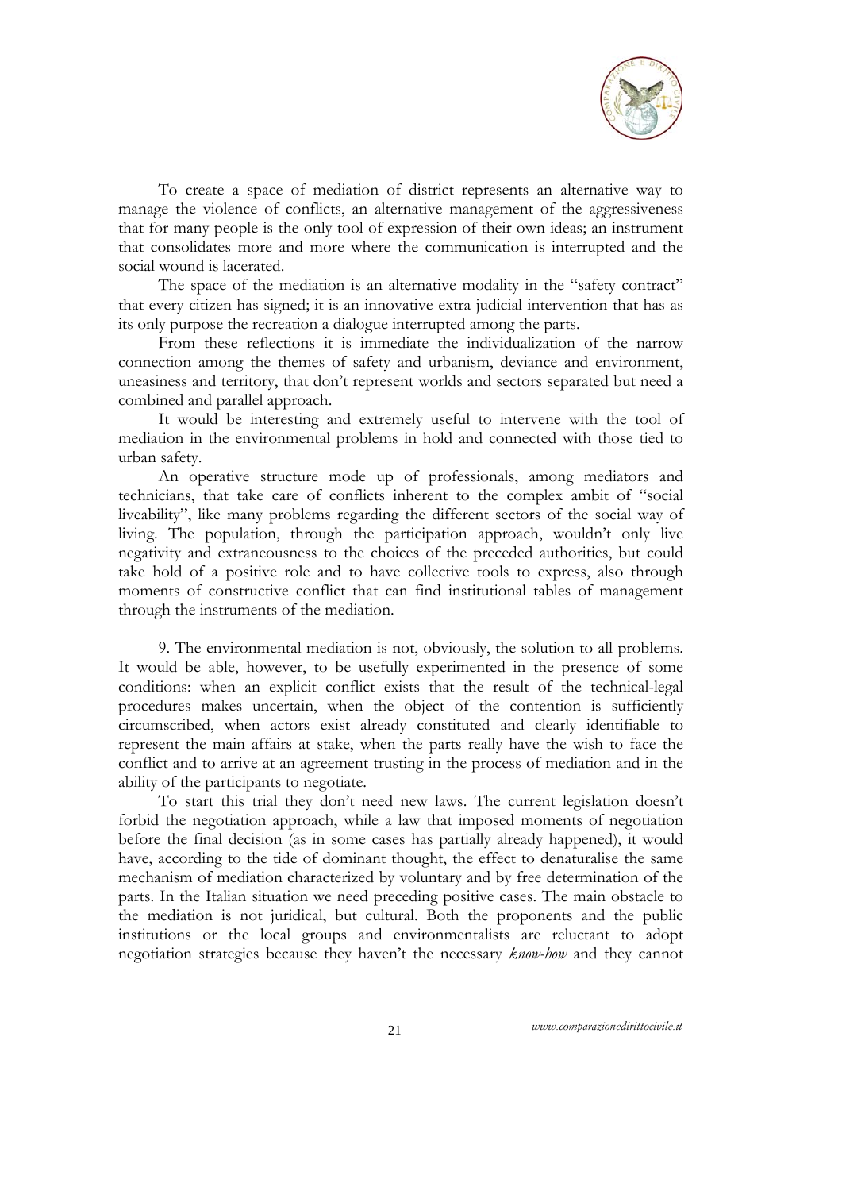To create a space of mediation of district represents an alternative way to manage the violence of conflicts, an alternative management of the aggressiveness that for many people is the only tool of expression of their own ideas; an instrument that consolidates more and more where the communication is interrupted and the social wound is lacerated.

The space of the mediation is an alternative modality in the "safety contract" that every citizen has signed; it is an innovative extra judicial intervention that has as its only purpose the recreation a dialogue interrupted among the parts.

From these reflections it is immediate the individualization of the narrow connection among the themes of safety and urbanism, deviance and environment, uneasiness and territory, that don't represent worlds and sectors separated but need a combined and parallel approach.

It would be interesting and extremely useful to intervene with the tool of mediation in the environmental problems in hold and connected with those tied to urban safety.

An operative structure mode up of professionals, among mediators and technicians, that take care of conflicts inherent to the complex ambit of "social liveability", like many problems regarding the different sectors of the social way of living. The population, through the participation approach, wouldn't only live negativity and extraneousness to the choices of the preceded authorities, but could take hold of a positive role and to have collective tools to express, also through moments of constructive conflict that can find institutional tables of management through the instruments of the mediation.

9. The environmental mediation is not, obviously, the solution to all problems. It would be able, however, to be usefully experimented in the presence of some conditions: when an explicit conflict exists that the result of the technical-legal procedures makes uncertain, when the object of the contention is sufficiently circumscribed, when actors exist already constituted and clearly identifiable to represent the main affairs at stake, when the parts really have the wish to face the conflict and to arrive at an agreement trusting in the process of mediation and in the ability of the participants to negotiate.

To start this trial they don't need new laws. The current legislation doesn't forbid the negotiation approach, while a law that imposed moments of negotiation before the final decision (as in some cases has partially already happened), it would have, according to the tide of dominant thought, the effect to denaturalise the same mechanism of mediation characterized by voluntary and by free determination of the parts. In the Italian situation we need preceding positive cases. The main obstacle to the mediation is not juridical, but cultural. Both the proponents and the public institutions or the local groups and environmentalists are reluctant to adopt negotiation strategies because they haven't the necessary *know-how* and they cannot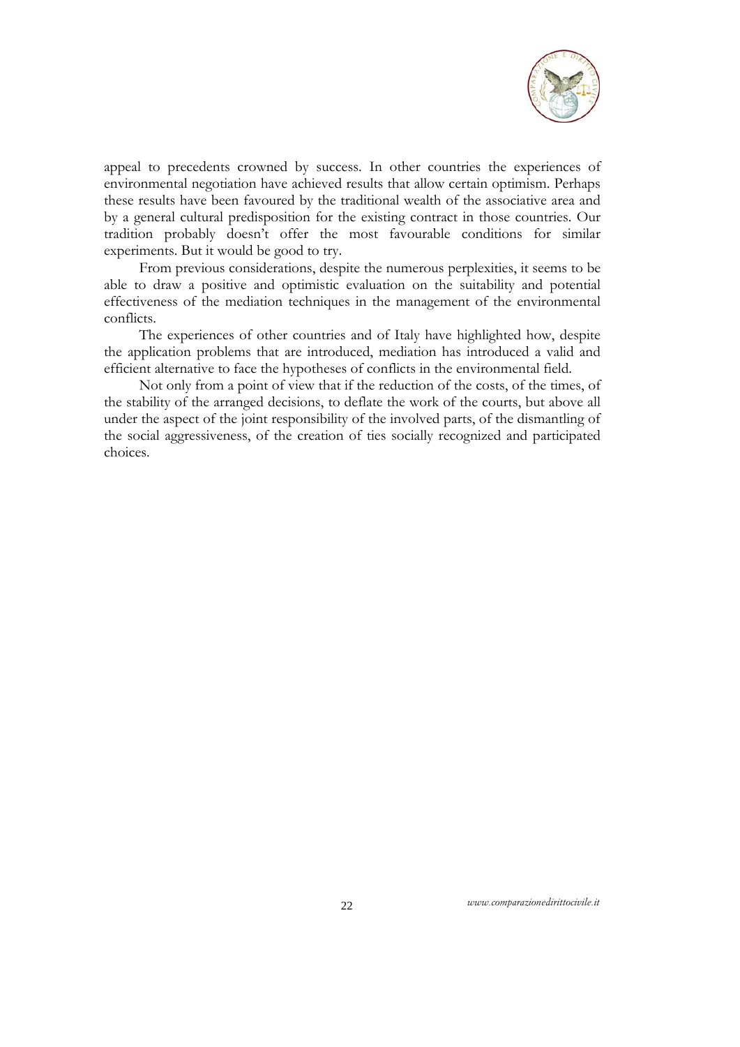appeal to precedents crowned by success. In other countries the experiences of environmental negotiation have achieved results that allow certain optimism. Perhaps these results have been favoured by the traditional wealth of the associative area and by a general cultural predisposition for the existing contract in those countries. Our tradition probably doesn't offer the most favourable conditions for similar experiments. But it would be good to try.

From previous considerations, despite the numerous perplexities, it seems to be able to draw a positive and optimistic evaluation on the suitability and potential effectiveness of the mediation techniques in the management of the environmental conflicts.

The experiences of other countries and of Italy have highlighted how, despite the application problems that are introduced, mediation has introduced a valid and efficient alternative to face the hypotheses of conflicts in the environmental field.

Not only from a point of view that if the reduction of the costs, of the times, of the stability of the arranged decisions, to deflate the work of the courts, but above all under the aspect of the joint responsibility of the involved parts, of the dismantling of the social aggressiveness, of the creation of ties socially recognized and participated choices.